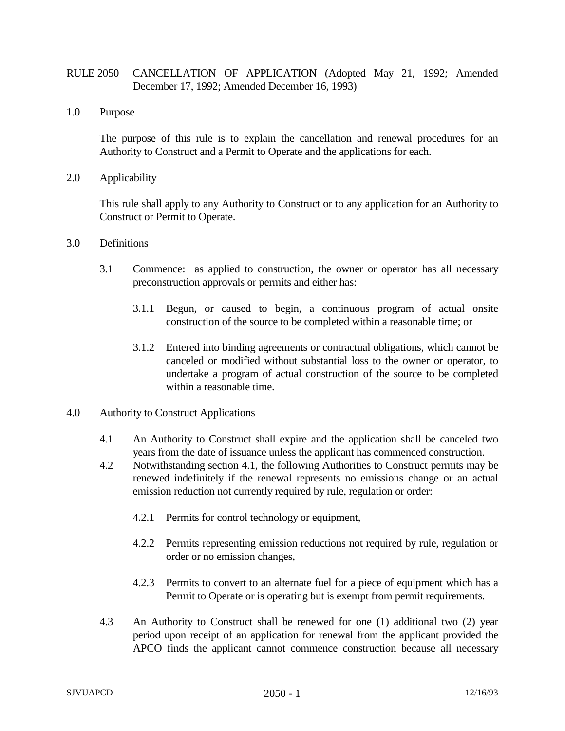# RULE 2050 CANCELLATION OF APPLICATION (Adopted May 21, 1992; Amended December 17, 1992; Amended December 16, 1993)

## 1.0 Purpose

The purpose of this rule is to explain the cancellation and renewal procedures for an Authority to Construct and a Permit to Operate and the applications for each.

## 2.0 Applicability

This rule shall apply to any Authority to Construct or to any application for an Authority to Construct or Permit to Operate.

## 3.0 Definitions

3.1 Commence: as applied to construction, the owner or operator has all necessary preconstruction approvals or permits and either has:

3.1.1 Begun, or caused to begin, a continuous program of actual onsite construction of the source to be completed within a reasonable time; or

3.1.2 Entered into binding agreements or contractual obligations, which cannot be canceled or modified without substantial loss to the owner or operator, to undertake a program of actual construction of the source to be completed within a reasonable time.

## 4.0 Authority to Construct Applications

4.1 An Authority to Construct shall expire and the application shall be canceled two years from the date of issuance unless the applicant has commenced construction.

4.2 Notwithstanding section 4.1, the following Authorities to Construct permits may be renewed indefinitely if the renewal represents no emissions change or an actual emission reduction not currently required by rule, regulation or order:

4.2.1 Permits for control technology or equipment,

4.2.2 Permits representing emission reductions not required by rule, regulation or order or no emission changes,

4.2.3 Permits to convert to an alternate fuel for a piece of equipment which has a Permit to Operate or is operating but is exempt from permit requirements.

4.3 An Authority to Construct shall be renewed for one (1) additional two (2) year period upon receipt of an application for renewal from the applicant provided the APCO finds the applicant cannot commence construction because all necessary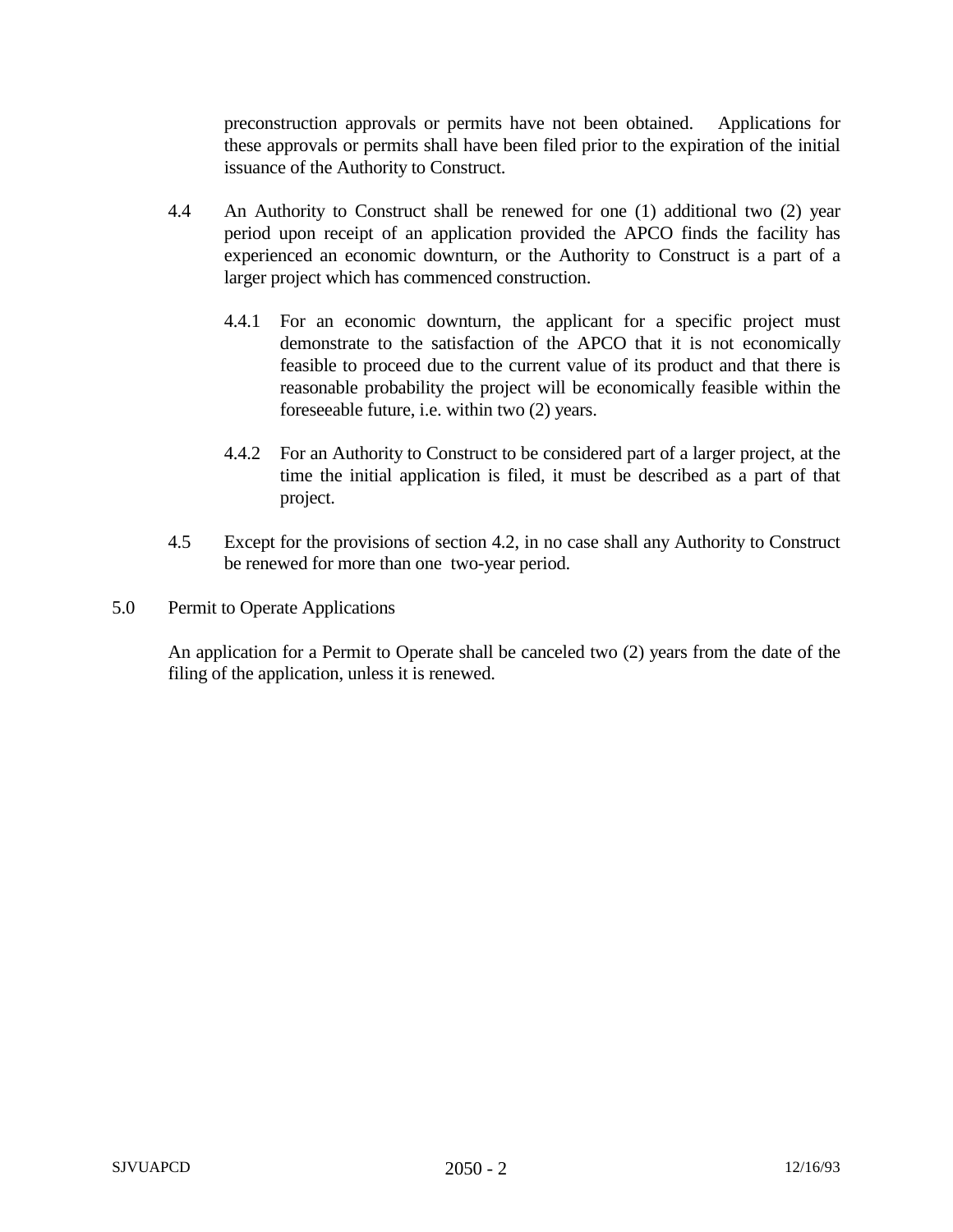preconstruction approvals or permits have not been obtained. Applications for these approvals or permits shall have been filed prior to the expiration of the initial issuance of the Authority to Construct.

4.4 An Authority to Construct shall be renewed for one (1) additional two (2) year period upon receipt of an application provided the APCO finds the facility has experienced an economic downturn, or the Authority to Construct is a part of a larger project which has commenced construction.

4.4.1 For an economic downturn, the applicant for a specific project must demonstrate to the satisfaction of the APCO that it is not economically feasible to proceed due to the current value of its product and that there is reasonable probability the project will be economically feasible within the foreseeable future, i.e. within two (2) years.

4.4.2 For an Authority to Construct to be considered part of a larger project, at the time the initial application is filed, it must be described as a part of that project.

4.5 Except for the provisions of section 4.2, in no case shall any Authority to Construct be renewed for more than one two-year period.

## 5.0 Permit to Operate Applications

An application for a Permit to Operate shall be canceled two (2) years from the date of the filing of the application, unless it is renewed.